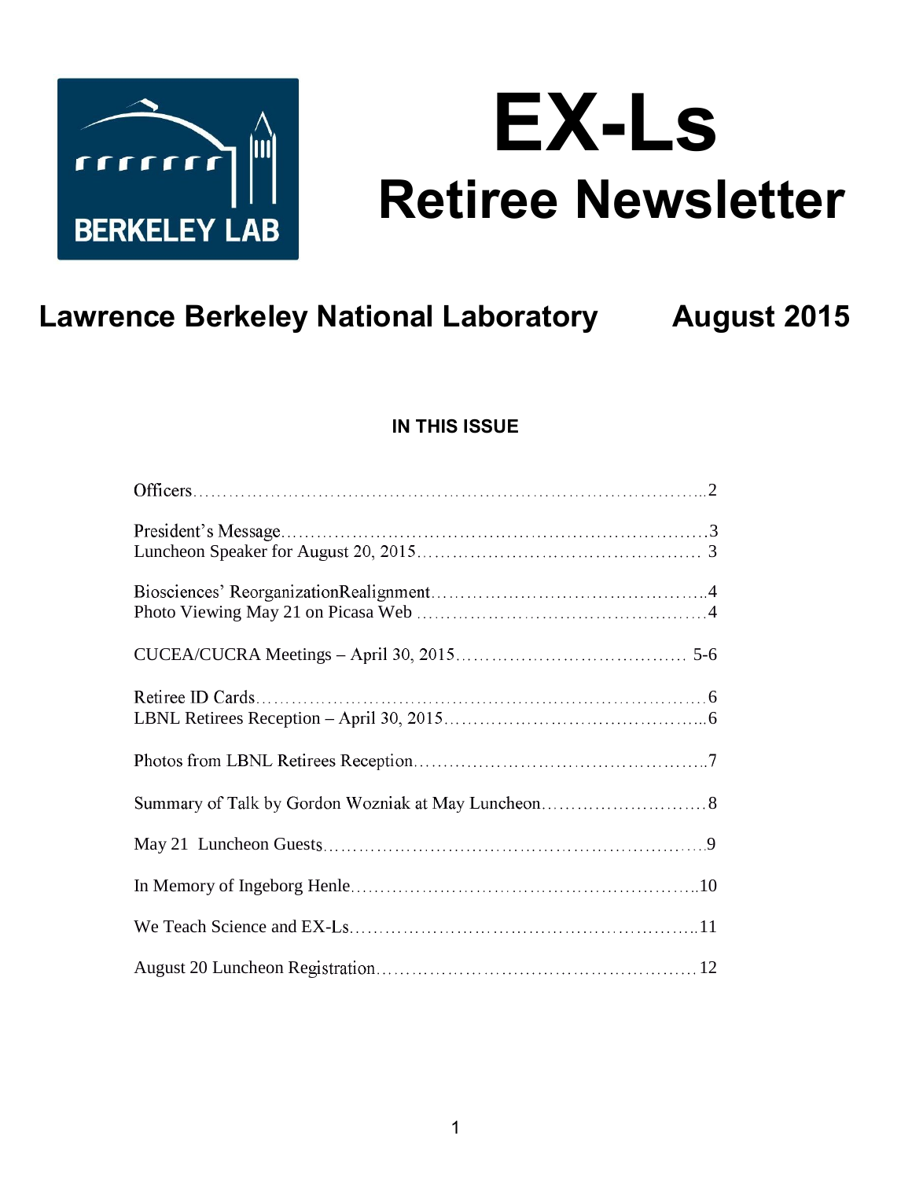BERKELEY LAB

# EX-Ls

## Retiree Newsletter

**Lawrence Berkeley National Laboratory** **August 2015**

### IN THIS ISSUE

| | |
|---|---|
| Officers | 2 |
| President's Message | 3 |
| Luncheon Speaker for August 20, 2015 | 3 |
| Biosciences' ReorganizationRealignment | 4 |
| Photo Viewing May 21 on Picasa Web | 4 |
| CUCEA/CUCRA Meetings – April 30, 2015 | 5-6 |
| Retiree ID Cards | 6 |
| LBNL Retirees Reception – April 30, 2015 | 6 |
| Photos from LBNL Retirees Reception | 7 |
| Summary of Talk by Gordon Wozniak at May Luncheon | 8 |
| May 21 Luncheon Guests | 9 |
| In Memory of Ingeborg Henle | 10 |
| We Teach Science and EX-Ls | 11 |
| August 20 Luncheon Registration | 12 |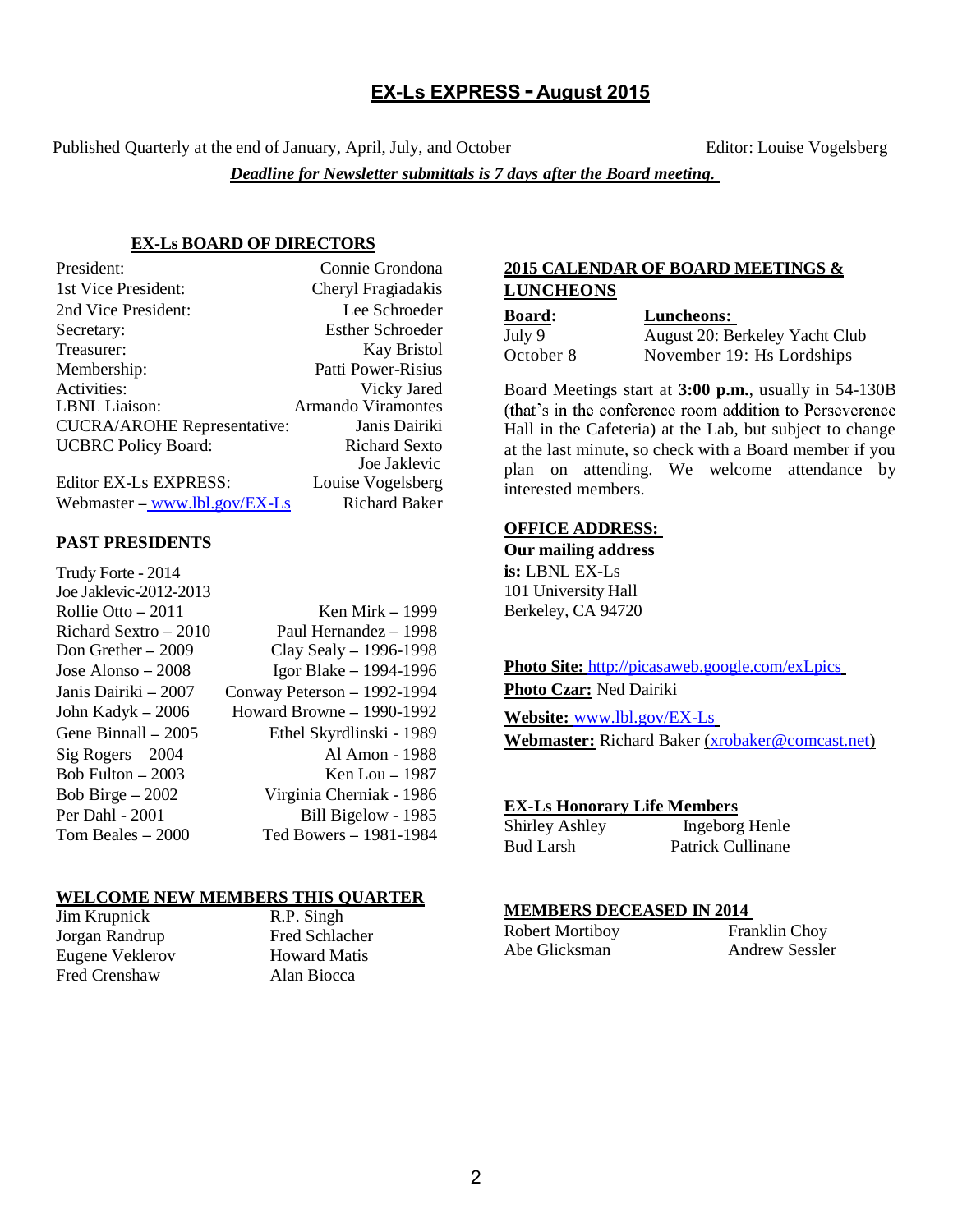# EX-Ls EXPRESS - August 2015

Published Quarterly at the end of January, April, July, and October — Editor: Louise Vogelsberg

***Deadline for Newsletter submittals is 7 days after the Board meeting.***

## EX-Ls BOARD OF DIRECTORS

| | |
|---|---|
| President: | Connie Grondona |
| 1st Vice President: | Cheryl Fragiadakis |
| 2nd Vice President: | Lee Schroeder |
| Secretary: | Esther Schroeder |
| Treasurer: | Kay Bristol |
| Membership: | Patti Power-Risius |
| Activities: | Vicky Jared |
| LBNL Liaison: | Armando Viramontes |
| CUCRA/AROHE Representative: | Janis Dairiki |
| UCBRC Policy Board: | Richard Sexto<br>Joe Jaklevic |
| Editor EX-Ls EXPRESS: | Louise Vogelsberg |
| Webmaster – www.lbl.gov/EX-Ls | Richard Baker |

## PAST PRESIDENTS

Trudy Forte - 2014
Joe Jaklevic-2012-2013

| | |
|---|---|
| Rollie Otto – 2011 | Ken Mirk – 1999 |
| Richard Sextro – 2010 | Paul Hernandez – 1998 |
| Don Grether – 2009 | Clay Sealy – 1996-1998 |
| Jose Alonso – 2008 | Igor Blake – 1994-1996 |
| Janis Dairiki – 2007 | Conway Peterson – 1992-1994 |
| John Kadyk – 2006 | Howard Browne – 1990-1992 |
| Gene Binnall – 2005 | Ethel Skyrdlinski - 1989 |
| Sig Rogers – 2004 | Al Amon - 1988 |
| Bob Fulton – 2003 | Ken Lou – 1987 |
| Bob Birge – 2002 | Virginia Cherniak - 1986 |
| Per Dahl - 2001 | Bill Bigelow - 1985 |
| Tom Beales – 2000 | Ted Bowers – 1981-1984 |

## WELCOME NEW MEMBERS THIS QUARTER

| | |
|---|---|
| Jim Krupnick | R.P. Singh |
| Jorgan Randrup | Fred Schlacher |
| Eugene Veklerov | Howard Matis |
| Fred Crenshaw | Alan Biocca |

## 2015 CALENDAR OF BOARD MEETINGS & LUNCHEONS

| **Board:** | **Luncheons:** |
|---|---|
| July 9 | August 20: Berkeley Yacht Club |
| October 8 | November 19: Hs Lordships |

Board Meetings start at **3:00 p.m.**, usually in 54-130B (that's in the conference room addition to Perseverence Hall in the Cafeteria) at the Lab, but subject to change at the last minute, so check with a Board member if you plan on attending. We welcome attendance by interested members.

## OFFICE ADDRESS:

**Our mailing address is:** LBNL EX-Ls
101 University Hall
Berkeley, CA 94720

**Photo Site:** http://picasaweb.google.com/exLpics
**Photo Czar:** Ned Dairiki

**Website:** www.lbl.gov/EX-Ls
**Webmaster:** Richard Baker (xrobaker@comcast.net)

## EX-Ls Honorary Life Members

| | |
|---|---|
| Shirley Ashley | Ingeborg Henle |
| Bud Larsh | Patrick Cullinane |

## MEMBERS DECEASED IN 2014

| | |
|---|---|
| Robert Mortiboy | Franklin Choy |
| Abe Glicksman | Andrew Sessler |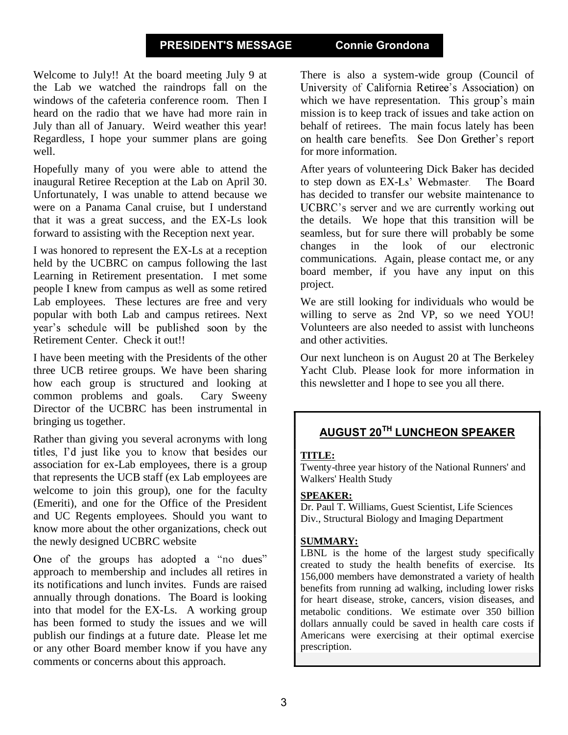## PRESIDENT'S MESSAGE — Connie Grondona

Welcome to July!! At the board meeting July 9 at the Lab we watched the raindrops fall on the windows of the cafeteria conference room. Then I heard on the radio that we have had more rain in July than all of January. Weird weather this year! Regardless, I hope your summer plans are going well.

Hopefully many of you were able to attend the inaugural Retiree Reception at the Lab on April 30. Unfortunately, I was unable to attend because we were on a Panama Canal cruise, but I understand that it was a great success, and the EX-Ls look forward to assisting with the Reception next year.

I was honored to represent the EX-Ls at a reception held by the UCBRC on campus following the last Learning in Retirement presentation. I met some people I knew from campus as well as some retired Lab employees. These lectures are free and very popular with both Lab and campus retirees. Next year's schedule will be published soon by the Retirement Center. Check it out!!

I have been meeting with the Presidents of the other three UCB retiree groups. We have been sharing how each group is structured and looking at common problems and goals. Cary Sweeny Director of the UCBRC has been instrumental in bringing us together.

Rather than giving you several acronyms with long titles, I'd just like you to know that besides our association for ex-Lab employees, there is a group that represents the UCB staff (ex Lab employees are welcome to join this group), one for the faculty (Emeriti), and one for the Office of the President and UC Regents employees. Should you want to know more about the other organizations, check out the newly designed UCBRC website

One of the groups has adopted a "no dues" approach to membership and includes all retires in its notifications and lunch invites. Funds are raised annually through donations. The Board is looking into that model for the EX-Ls. A working group has been formed to study the issues and we will publish our findings at a future date. Please let me or any other Board member know if you have any comments or concerns about this approach.

There is also a system-wide group (Council of University of California Retiree's Association) on which we have representation. This group's main mission is to keep track of issues and take action on behalf of retirees. The main focus lately has been on health care benefits. See Don Grether's report for more information.

After years of volunteering Dick Baker has decided to step down as EX-Ls' Webmaster. The Board has decided to transfer our website maintenance to UCBRC's server and we are currently working out the details. We hope that this transition will be seamless, but for sure there will probably be some changes in the look of our electronic communications. Again, please contact me, or any board member, if you have any input on this project.

We are still looking for individuals who would be willing to serve as 2nd VP, so we need YOU! Volunteers are also needed to assist with luncheons and other activities.

Our next luncheon is on August 20 at The Berkeley Yacht Club. Please look for more information in this newsletter and I hope to see you all there.

## AUGUST 20TH LUNCHEON SPEAKER

**TITLE:**
Twenty-three year history of the National Runners' and Walkers' Health Study

**SPEAKER:**
Dr. Paul T. Williams, Guest Scientist, Life Sciences Div., Structural Biology and Imaging Department

**SUMMARY:**
LBNL is the home of the largest study specifically created to study the health benefits of exercise. Its 156,000 members have demonstrated a variety of health benefits from running ad walking, including lower risks for heart disease, stroke, cancers, vision diseases, and metabolic conditions. We estimate over 350 billion dollars annually could be saved in health care costs if Americans were exercising at their optimal exercise prescription.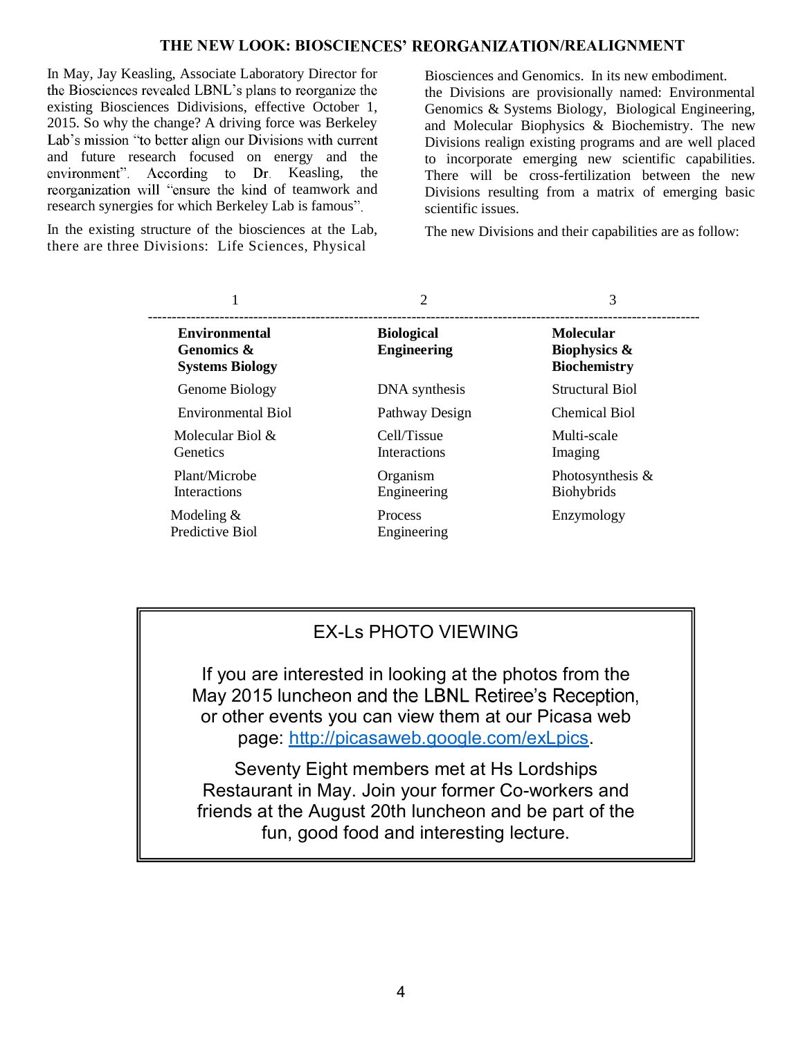## THE NEW LOOK: BIOSCIENCES' REORGANIZATION/REALIGNMENT

In May, Jay Keasling, Associate Laboratory Director for the Biosciences revealed LBNL's plans to reorganize the existing Biosciences Didivisions, effective October 1, 2015. So why the change? A driving force was Berkeley Lab's mission "to better align our Divisions with current and future research focused on energy and the environment". According to Dr. Keasling, the reorganization will "ensure the kind of teamwork and research synergies for which Berkeley Lab is famous".

In the existing structure of the biosciences at the Lab, there are three Divisions: Life Sciences, Physical Biosciences and Genomics. In its new embodiment. the Divisions are provisionally named: Environmental Genomics & Systems Biology, Biological Engineering, and Molecular Biophysics & Biochemistry. The new Divisions realign existing programs and are well placed to incorporate emerging new scientific capabilities. There will be cross-fertilization between the new Divisions resulting from a matrix of emerging basic scientific issues.

The new Divisions and their capabilities are as follow:

| 1 | 2 | 3 |
|---|---|---|
| **Environmental Genomics & Systems Biology** | **Biological Engineering** | **Molecular Biophysics & Biochemistry** |
| Genome Biology | DNA synthesis | Structural Biol |
| Environmental Biol | Pathway Design | Chemical Biol |
| Molecular Biol & Genetics | Cell/Tissue Interactions | Multi-scale Imaging |
| Plant/Microbe Interactions | Organism Engineering | Photosynthesis & Biohybrids |
| Modeling & Predictive Biol | Process Engineering | Enzymology |

### EX-Ls PHOTO VIEWING

If you are interested in looking at the photos from the May 2015 luncheon and the LBNL Retiree's Reception, or other events you can view them at our Picasa web page: http://picasaweb.google.com/exLpics.

Seventy Eight members met at Hs Lordships Restaurant in May. Join your former Co-workers and friends at the August 20th luncheon and be part of the fun, good food and interesting lecture.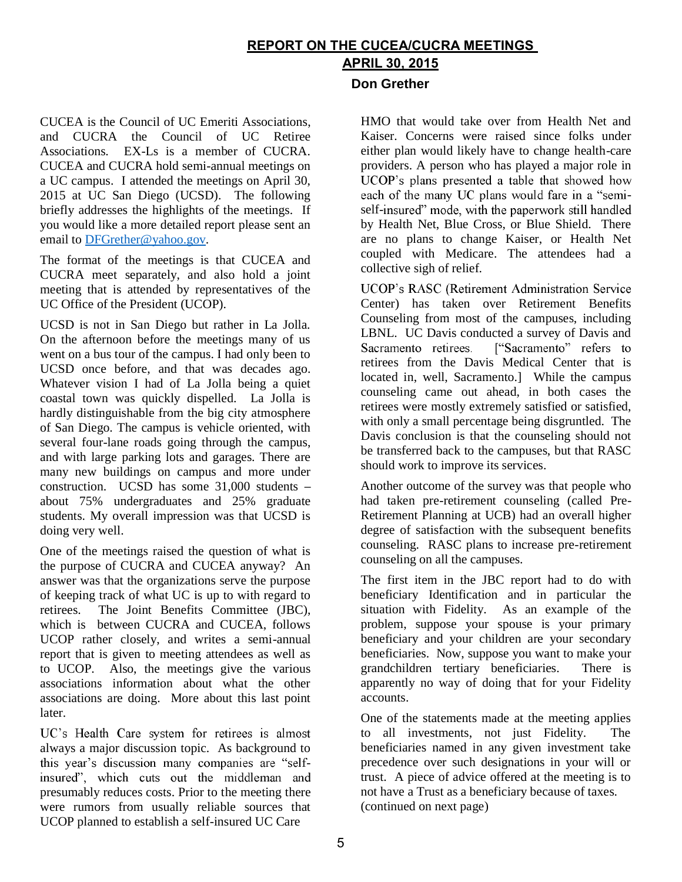## REPORT ON THE CUCEA/CUCRA MEETINGS
## APRIL 30, 2015
### Don Grether

CUCEA is the Council of UC Emeriti Associations, and CUCRA the Council of UC Retiree Associations. EX-Ls is a member of CUCRA. CUCEA and CUCRA hold semi-annual meetings on a UC campus. I attended the meetings on April 30, 2015 at UC San Diego (UCSD). The following briefly addresses the highlights of the meetings. If you would like a more detailed report please sent an email to DFGrether@yahoo.gov.

The format of the meetings is that CUCEA and CUCRA meet separately, and also hold a joint meeting that is attended by representatives of the UC Office of the President (UCOP).

UCSD is not in San Diego but rather in La Jolla. On the afternoon before the meetings many of us went on a bus tour of the campus. I had only been to UCSD once before, and that was decades ago. Whatever vision I had of La Jolla being a quiet coastal town was quickly dispelled. La Jolla is hardly distinguishable from the big city atmosphere of San Diego. The campus is vehicle oriented, with several four-lane roads going through the campus, and with large parking lots and garages. There are many new buildings on campus and more under construction. UCSD has some 31,000 students – about 75% undergraduates and 25% graduate students. My overall impression was that UCSD is doing very well.

One of the meetings raised the question of what is the purpose of CUCRA and CUCEA anyway? An answer was that the organizations serve the purpose of keeping track of what UC is up to with regard to retirees. The Joint Benefits Committee (JBC), which is between CUCRA and CUCEA, follows UCOP rather closely, and writes a semi-annual report that is given to meeting attendees as well as to UCOP. Also, the meetings give the various associations information about what the other associations are doing. More about this last point later.

UC's Health Care system for retirees is almost always a major discussion topic. As background to this year's discussion many companies are "self-insured", which cuts out the middleman and presumably reduces costs. Prior to the meeting there were rumors from usually reliable sources that UCOP planned to establish a self-insured UC Care HMO that would take over from Health Net and Kaiser. Concerns were raised since folks under either plan would likely have to change health-care providers. A person who has played a major role in UCOP's plans presented a table that showed how each of the many UC plans would fare in a "semi-self-insured" mode, with the paperwork still handled by Health Net, Blue Cross, or Blue Shield. There are no plans to change Kaiser, or Health Net coupled with Medicare. The attendees had a collective sigh of relief.

UCOP's RASC (Retirement Administration Service Center) has taken over Retirement Benefits Counseling from most of the campuses, including LBNL. UC Davis conducted a survey of Davis and Sacramento retirees. ["Sacramento" refers to retirees from the Davis Medical Center that is located in, well, Sacramento.] While the campus counseling came out ahead, in both cases the retirees were mostly extremely satisfied or satisfied, with only a small percentage being disgruntled. The Davis conclusion is that the counseling should not be transferred back to the campuses, but that RASC should work to improve its services.

Another outcome of the survey was that people who had taken pre-retirement counseling (called Pre-Retirement Planning at UCB) had an overall higher degree of satisfaction with the subsequent benefits counseling. RASC plans to increase pre-retirement counseling on all the campuses.

The first item in the JBC report had to do with beneficiary Identification and in particular the situation with Fidelity. As an example of the problem, suppose your spouse is your primary beneficiary and your children are your secondary beneficiaries. Now, suppose you want to make your grandchildren tertiary beneficiaries. There is apparently no way of doing that for your Fidelity accounts.

One of the statements made at the meeting applies to all investments, not just Fidelity. The beneficiaries named in any given investment take precedence over such designations in your will or trust. A piece of advice offered at the meeting is to not have a Trust as a beneficiary because of taxes. (continued on next page)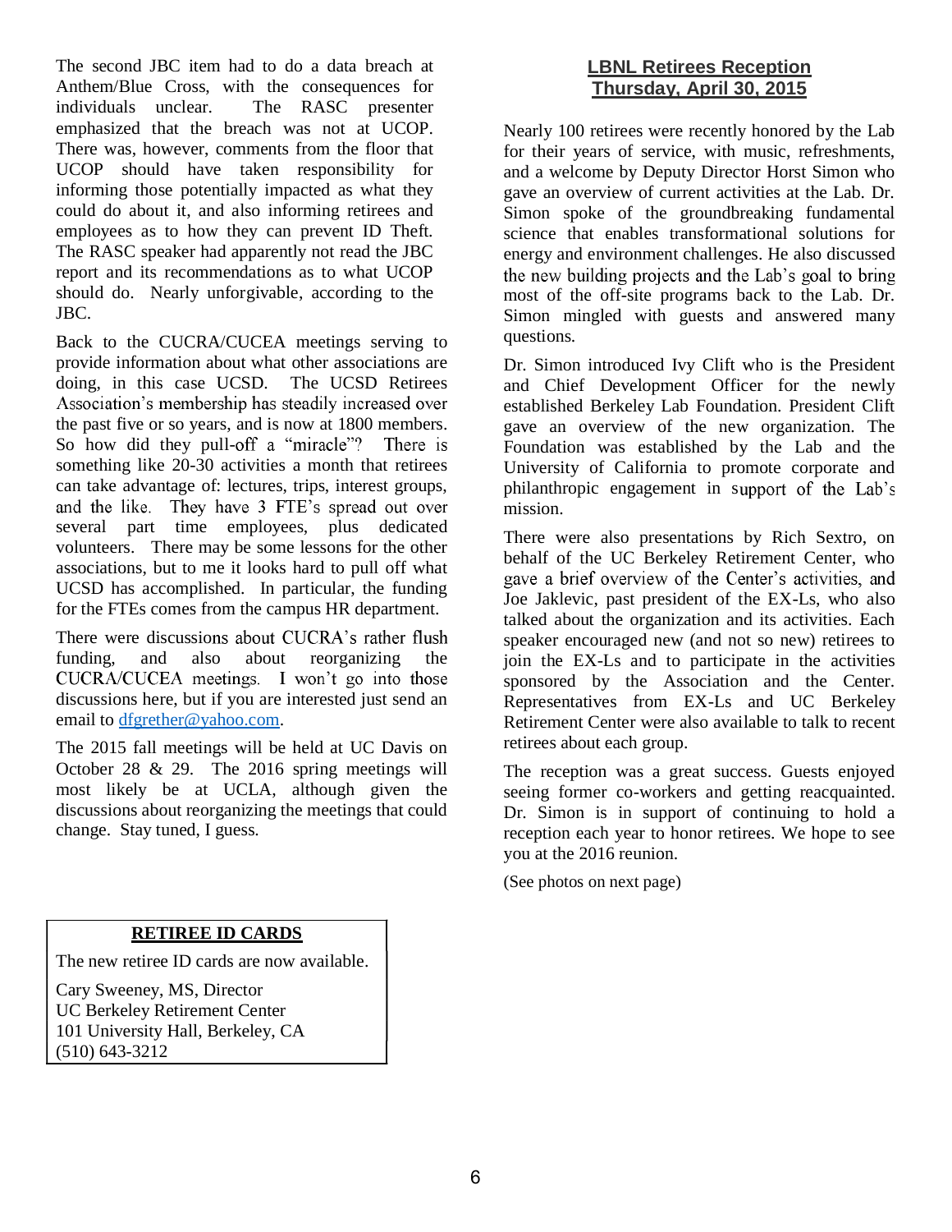The second JBC item had to do a data breach at Anthem/Blue Cross, with the consequences for individuals unclear. The RASC presenter emphasized that the breach was not at UCOP. There was, however, comments from the floor that UCOP should have taken responsibility for informing those potentially impacted as what they could do about it, and also informing retirees and employees as to how they can prevent ID Theft. The RASC speaker had apparently not read the JBC report and its recommendations as to what UCOP should do. Nearly unforgivable, according to the JBC.

Back to the CUCRA/CUCEA meetings serving to provide information about what other associations are doing, in this case UCSD. The UCSD Retirees Association's membership has steadily increased over the past five or so years, and is now at 1800 members. So how did they pull-off a "miracle"? There is something like 20-30 activities a month that retirees can take advantage of: lectures, trips, interest groups, and the like. They have 3 FTE's spread out over several part time employees, plus dedicated volunteers. There may be some lessons for the other associations, but to me it looks hard to pull off what UCSD has accomplished. In particular, the funding for the FTEs comes from the campus HR department.

There were discussions about CUCRA's rather flush funding, and also about reorganizing the CUCRA/CUCEA meetings. I won't go into those discussions here, but if you are interested just send an email to dfgrether@yahoo.com.

The 2015 fall meetings will be held at UC Davis on October 28 & 29. The 2016 spring meetings will most likely be at UCLA, although given the discussions about reorganizing the meetings that could change. Stay tuned, I guess.

**RETIREE ID CARDS**

The new retiree ID cards are now available.

Cary Sweeney, MS, Director
UC Berkeley Retirement Center
101 University Hall, Berkeley, CA
(510) 643-3212

## LBNL Retirees Reception
## Thursday, April 30, 2015

Nearly 100 retirees were recently honored by the Lab for their years of service, with music, refreshments, and a welcome by Deputy Director Horst Simon who gave an overview of current activities at the Lab. Dr. Simon spoke of the groundbreaking fundamental science that enables transformational solutions for energy and environment challenges. He also discussed the new building projects and the Lab's goal to bring most of the off-site programs back to the Lab. Dr. Simon mingled with guests and answered many questions.

Dr. Simon introduced Ivy Clift who is the President and Chief Development Officer for the newly established Berkeley Lab Foundation. President Clift gave an overview of the new organization. The Foundation was established by the Lab and the University of California to promote corporate and philanthropic engagement in support of the Lab's mission.

There were also presentations by Rich Sextro, on behalf of the UC Berkeley Retirement Center, who gave a brief overview of the Center's activities, and Joe Jaklevic, past president of the EX-Ls, who also talked about the organization and its activities. Each speaker encouraged new (and not so new) retirees to join the EX-Ls and to participate in the activities sponsored by the Association and the Center. Representatives from EX-Ls and UC Berkeley Retirement Center were also available to talk to recent retirees about each group.

The reception was a great success. Guests enjoyed seeing former co-workers and getting reacquainted. Dr. Simon is in support of continuing to hold a reception each year to honor retirees. We hope to see you at the 2016 reunion.

(See photos on next page)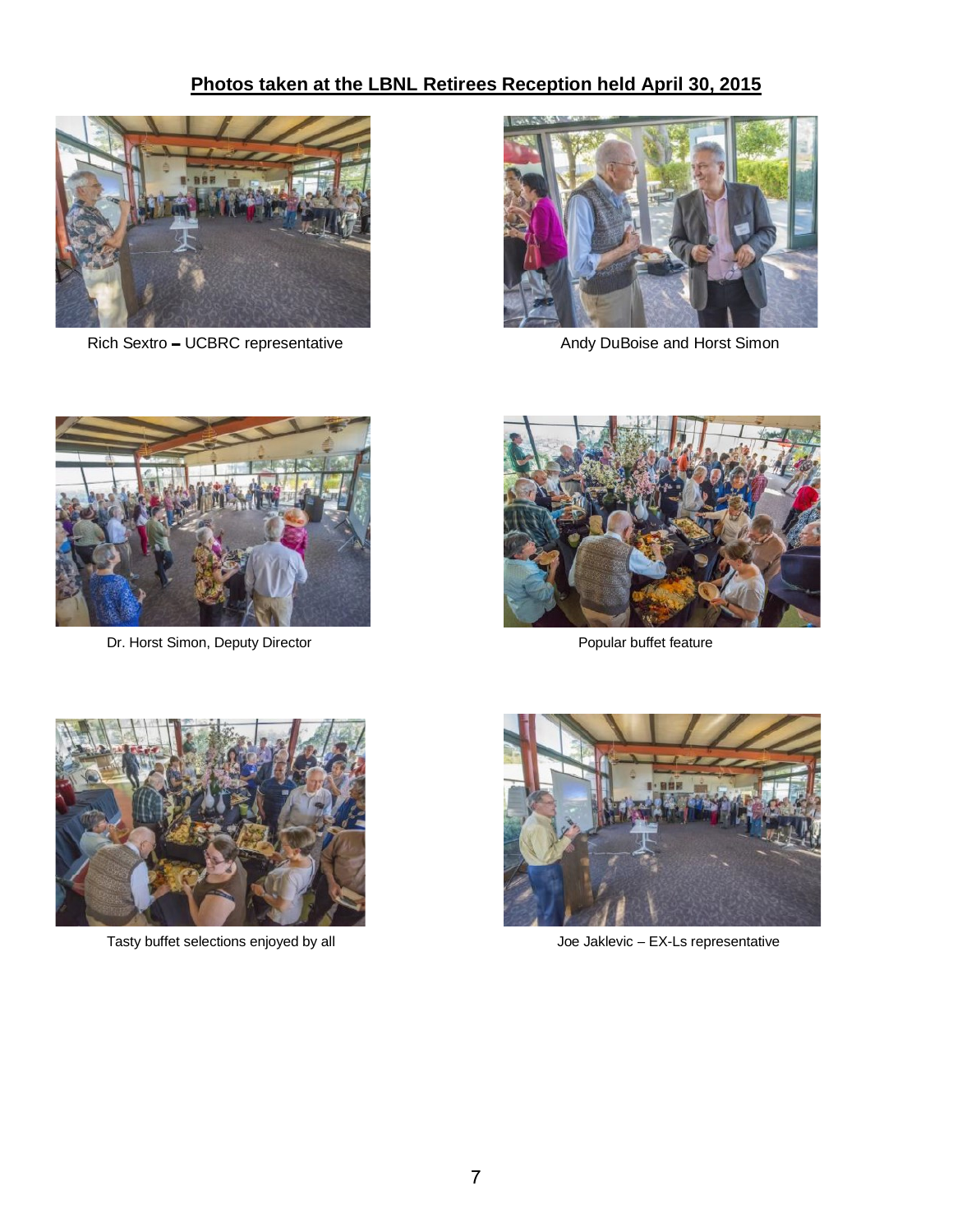## Photos taken at the LBNL Retirees Reception held April 30, 2015

Rich Sextro – UCBRC representative

Andy DuBoise and Horst Simon

Dr. Horst Simon, Deputy Director

Popular buffet feature

Tasty buffet selections enjoyed by all

Joe Jaklevic – EX-Ls representative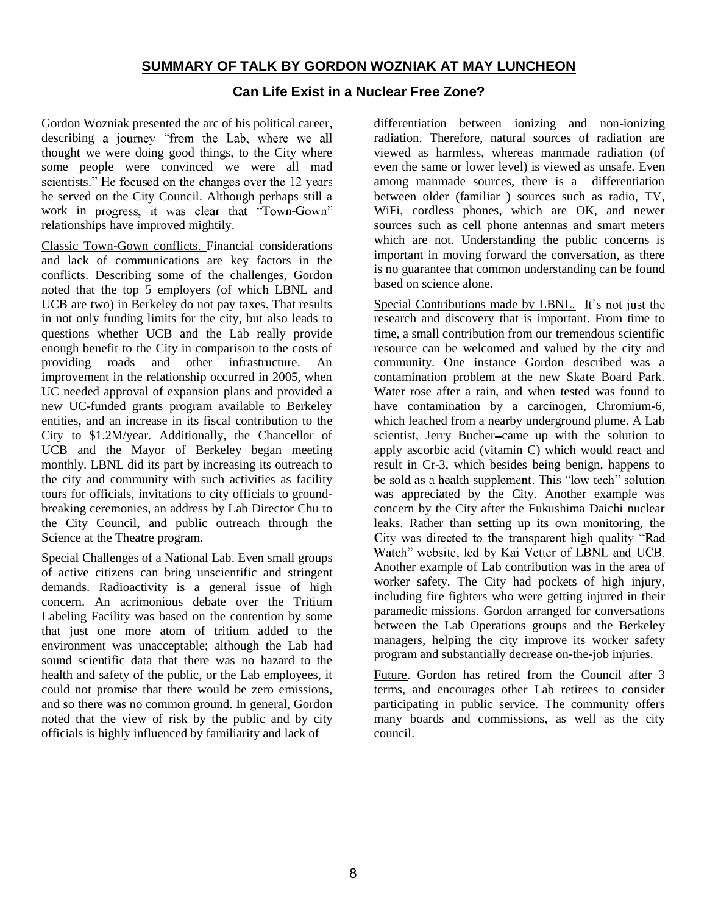## SUMMARY OF TALK BY GORDON WOZNIAK AT MAY LUNCHEON

### Can Life Exist in a Nuclear Free Zone?

Gordon Wozniak presented the arc of his political career, describing a journey "from the Lab, where we all thought we were doing good things, to the City where some people were convinced we were all mad scientists." He focused on the changes over the 12 years he served on the City Council. Although perhaps still a work in progress, it was clear that "Town-Gown" relationships have improved mightily.

Classic Town-Gown conflicts. Financial considerations and lack of communications are key factors in the conflicts. Describing some of the challenges, Gordon noted that the top 5 employers (of which LBNL and UCB are two) in Berkeley do not pay taxes. That results in not only funding limits for the city, but also leads to questions whether UCB and the Lab really provide enough benefit to the City in comparison to the costs of providing roads and other infrastructure. An improvement in the relationship occurred in 2005, when UC needed approval of expansion plans and provided a new UC-funded grants program available to Berkeley entities, and an increase in its fiscal contribution to the City to $1.2M/year. Additionally, the Chancellor of UCB and the Mayor of Berkeley began meeting monthly. LBNL did its part by increasing its outreach to the city and community with such activities as facility tours for officials, invitations to city officials to ground-breaking ceremonies, an address by Lab Director Chu to the City Council, and public outreach through the Science at the Theatre program.

Special Challenges of a National Lab. Even small groups of active citizens can bring unscientific and stringent demands. Radioactivity is a general issue of high concern. An acrimonious debate over the Tritium Labeling Facility was based on the contention by some that just one more atom of tritium added to the environment was unacceptable; although the Lab had sound scientific data that there was no hazard to the health and safety of the public, or the Lab employees, it could not promise that there would be zero emissions, and so there was no common ground. In general, Gordon noted that the view of risk by the public and by city officials is highly influenced by familiarity and lack of differentiation between ionizing and non-ionizing radiation. Therefore, natural sources of radiation are viewed as harmless, whereas manmade radiation (of even the same or lower level) is viewed as unsafe. Even among manmade sources, there is a differentiation between older (familiar ) sources such as radio, TV, WiFi, cordless phones, which are OK, and newer sources such as cell phone antennas and smart meters which are not. Understanding the public concerns is important in moving forward the conversation, as there is no guarantee that common understanding can be found based on science alone.

Special Contributions made by LBNL. It's not just the research and discovery that is important. From time to time, a small contribution from our tremendous scientific resource can be welcomed and valued by the city and community. One instance Gordon described was a contamination problem at the new Skate Board Park. Water rose after a rain, and when tested was found to have contamination by a carcinogen, Chromium-6, which leached from a nearby underground plume. A Lab scientist, Jerry Bucher—came up with the solution to apply ascorbic acid (vitamin C) which would react and result in Cr-3, which besides being benign, happens to be sold as a health supplement. This "low tech" solution was appreciated by the City. Another example was concern by the City after the Fukushima Daichi nuclear leaks. Rather than setting up its own monitoring, the City was directed to the transparent high quality "Rad Watch" website, led by Kai Vetter of LBNL and UCB. Another example of Lab contribution was in the area of worker safety. The City had pockets of high injury, including fire fighters who were getting injured in their paramedic missions. Gordon arranged for conversations between the Lab Operations groups and the Berkeley managers, helping the city improve its worker safety program and substantially decrease on-the-job injuries.

Future. Gordon has retired from the Council after 3 terms, and encourages other Lab retirees to consider participating in public service. The community offers many boards and commissions, as well as the city council.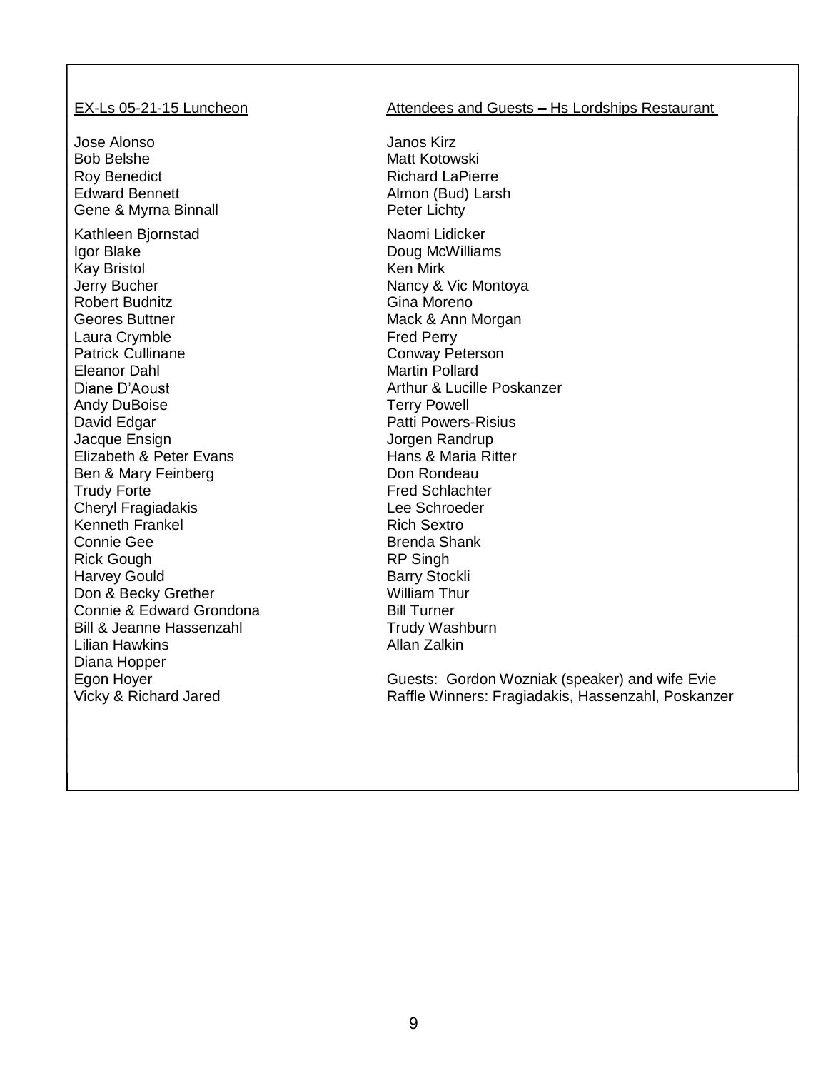EX-Ls 05-21-15 Luncheon — Attendees and Guests – Hs Lordships Restaurant

Jose Alonso
Bob Belshe
Roy Benedict
Edward Bennett
Gene & Myrna Binnall

Kathleen Bjornstad
Igor Blake
Kay Bristol
Jerry Bucher
Robert Budnitz
Geores Buttner
Laura Crymble
Patrick Cullinane
Eleanor Dahl
Diane D'Aoust
Andy DuBoise
David Edgar
Jacque Ensign
Elizabeth & Peter Evans
Ben & Mary Feinberg
Trudy Forte
Cheryl Fragiadakis
Kenneth Frankel
Connie Gee
Rick Gough
Harvey Gould
Don & Becky Grether
Connie & Edward Grondona
Bill & Jeanne Hassenzahl
Lilian Hawkins
Diana Hopper
Egon Hoyer
Vicky & Richard Jared

Janos Kirz
Matt Kotowski
Richard LaPierre
Almon (Bud) Larsh
Peter Lichty

Naomi Lidicker
Doug McWilliams
Ken Mirk
Nancy & Vic Montoya
Gina Moreno
Mack & Ann Morgan
Fred Perry
Conway Peterson
Martin Pollard
Arthur & Lucille Poskanzer
Terry Powell
Patti Powers-Risius
Jorgen Randrup
Hans & Maria Ritter
Don Rondeau
Fred Schlachter
Lee Schroeder
Rich Sextro
Brenda Shank
RP Singh
Barry Stockli
William Thur
Bill Turner
Trudy Washburn
Allan Zalkin

Guests: Gordon Wozniak (speaker) and wife Evie
Raffle Winners: Fragiadakis, Hassenzahl, Poskanzer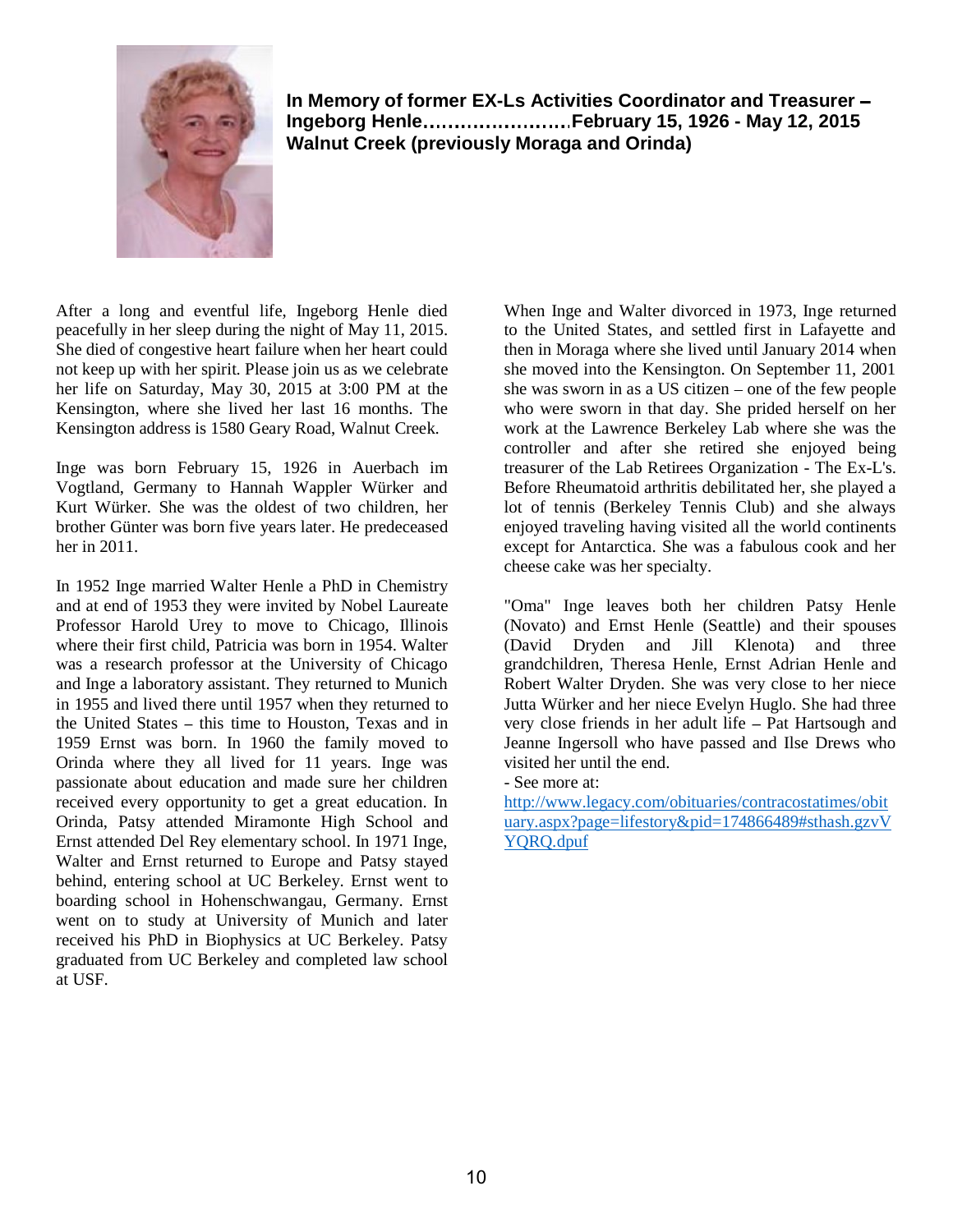**In Memory of former EX-Ls Activities Coordinator and Treasurer – Ingeborg Henle……………………February 15, 1926 - May 12, 2015 Walnut Creek (previously Moraga and Orinda)**

After a long and eventful life, Ingeborg Henle died peacefully in her sleep during the night of May 11, 2015. She died of congestive heart failure when her heart could not keep up with her spirit. Please join us as we celebrate her life on Saturday, May 30, 2015 at 3:00 PM at the Kensington, where she lived her last 16 months. The Kensington address is 1580 Geary Road, Walnut Creek.

Inge was born February 15, 1926 in Auerbach im Vogtland, Germany to Hannah Wappler Würker and Kurt Würker. She was the oldest of two children, her brother Günter was born five years later. He predeceased her in 2011.

In 1952 Inge married Walter Henle a PhD in Chemistry and at end of 1953 they were invited by Nobel Laureate Professor Harold Urey to move to Chicago, Illinois where their first child, Patricia was born in 1954. Walter was a research professor at the University of Chicago and Inge a laboratory assistant. They returned to Munich in 1955 and lived there until 1957 when they returned to the United States – this time to Houston, Texas and in 1959 Ernst was born. In 1960 the family moved to Orinda where they all lived for 11 years. Inge was passionate about education and made sure her children received every opportunity to get a great education. In Orinda, Patsy attended Miramonte High School and Ernst attended Del Rey elementary school. In 1971 Inge, Walter and Ernst returned to Europe and Patsy stayed behind, entering school at UC Berkeley. Ernst went to boarding school in Hohenschwangau, Germany. Ernst went on to study at University of Munich and later received his PhD in Biophysics at UC Berkeley. Patsy graduated from UC Berkeley and completed law school at USF.

When Inge and Walter divorced in 1973, Inge returned to the United States, and settled first in Lafayette and then in Moraga where she lived until January 2014 when she moved into the Kensington. On September 11, 2001 she was sworn in as a US citizen – one of the few people who were sworn in that day. She prided herself on her work at the Lawrence Berkeley Lab where she was the controller and after she retired she enjoyed being treasurer of the Lab Retirees Organization - The Ex-L's. Before Rheumatoid arthritis debilitated her, she played a lot of tennis (Berkeley Tennis Club) and she always enjoyed traveling having visited all the world continents except for Antarctica. She was a fabulous cook and her cheese cake was her specialty.

"Oma" Inge leaves both her children Patsy Henle (Novato) and Ernst Henle (Seattle) and their spouses (David Dryden and Jill Klenota) and three grandchildren, Theresa Henle, Ernst Adrian Henle and Robert Walter Dryden. She was very close to her niece Jutta Würker and her niece Evelyn Huglo. She had three very close friends in her adult life – Pat Hartsough and Jeanne Ingersoll who have passed and Ilse Drews who visited her until the end.

- See more at:
http://www.legacy.com/obituaries/contracostatimes/obituary.aspx?page=lifestory&pid=174866489#sthash.gzvVYQRQ.dpuf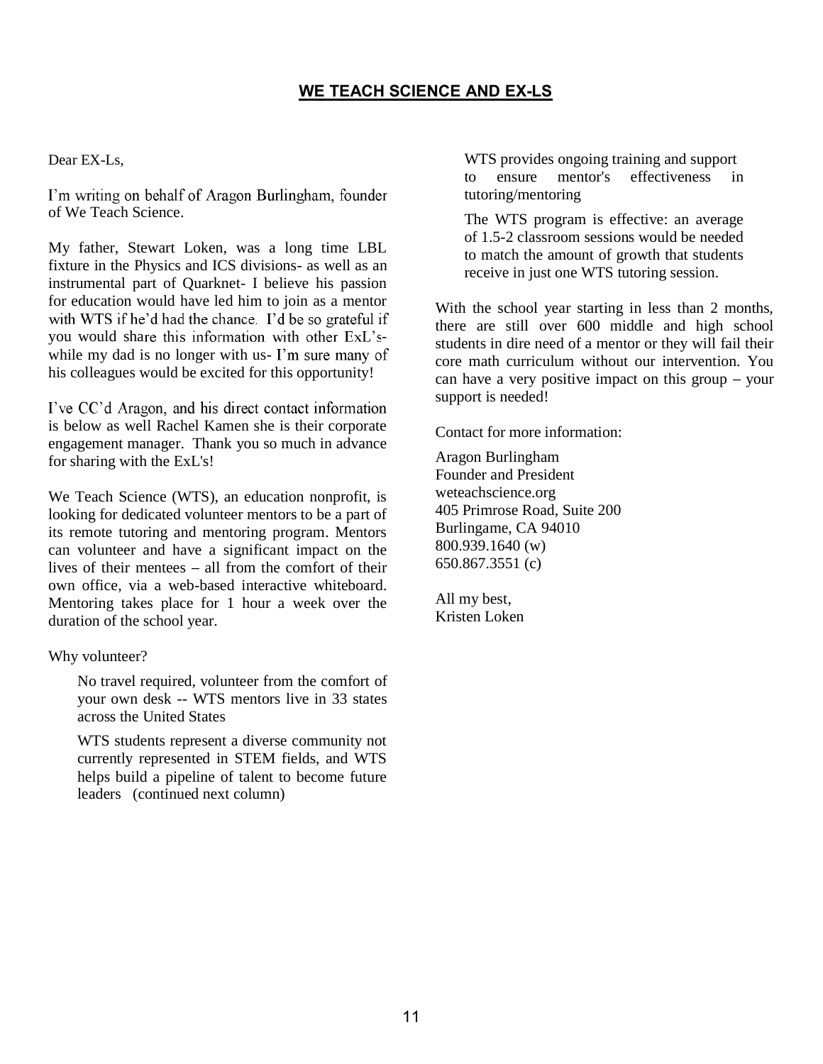## WE TEACH SCIENCE AND EX-LS

Dear EX-Ls,

I'm writing on behalf of Aragon Burlingham, founder of We Teach Science.

My father, Stewart Loken, was a long time LBL fixture in the Physics and ICS divisions- as well as an instrumental part of Quarknet- I believe his passion for education would have led him to join as a mentor with WTS if he'd had the chance. I'd be so grateful if you would share this information with other ExL's- while my dad is no longer with us- I'm sure many of his colleagues would be excited for this opportunity!

I've CC'd Aragon, and his direct contact information is below as well Rachel Kamen she is their corporate engagement manager. Thank you so much in advance for sharing with the ExL's!

We Teach Science (WTS), an education nonprofit, is looking for dedicated volunteer mentors to be a part of its remote tutoring and mentoring program. Mentors can volunteer and have a significant impact on the lives of their mentees – all from the comfort of their own office, via a web-based interactive whiteboard. Mentoring takes place for 1 hour a week over the duration of the school year.

Why volunteer?

> No travel required, volunteer from the comfort of your own desk -- WTS mentors live in 33 states across the United States
>
> WTS students represent a diverse community not currently represented in STEM fields, and WTS helps build a pipeline of talent to become future leaders (continued next column)
>
> WTS provides ongoing training and support to ensure mentor's effectiveness in tutoring/mentoring
>
> The WTS program is effective: an average of 1.5-2 classroom sessions would be needed to match the amount of growth that students receive in just one WTS tutoring session.

With the school year starting in less than 2 months, there are still over 600 middle and high school students in dire need of a mentor or they will fail their core math curriculum without our intervention. You can have a very positive impact on this group – your support is needed!

Contact for more information:

Aragon Burlingham
Founder and President
weteachscience.org
405 Primrose Road, Suite 200
Burlingame, CA 94010
800.939.1640 (w)
650.867.3551 (c)

All my best,
Kristen Loken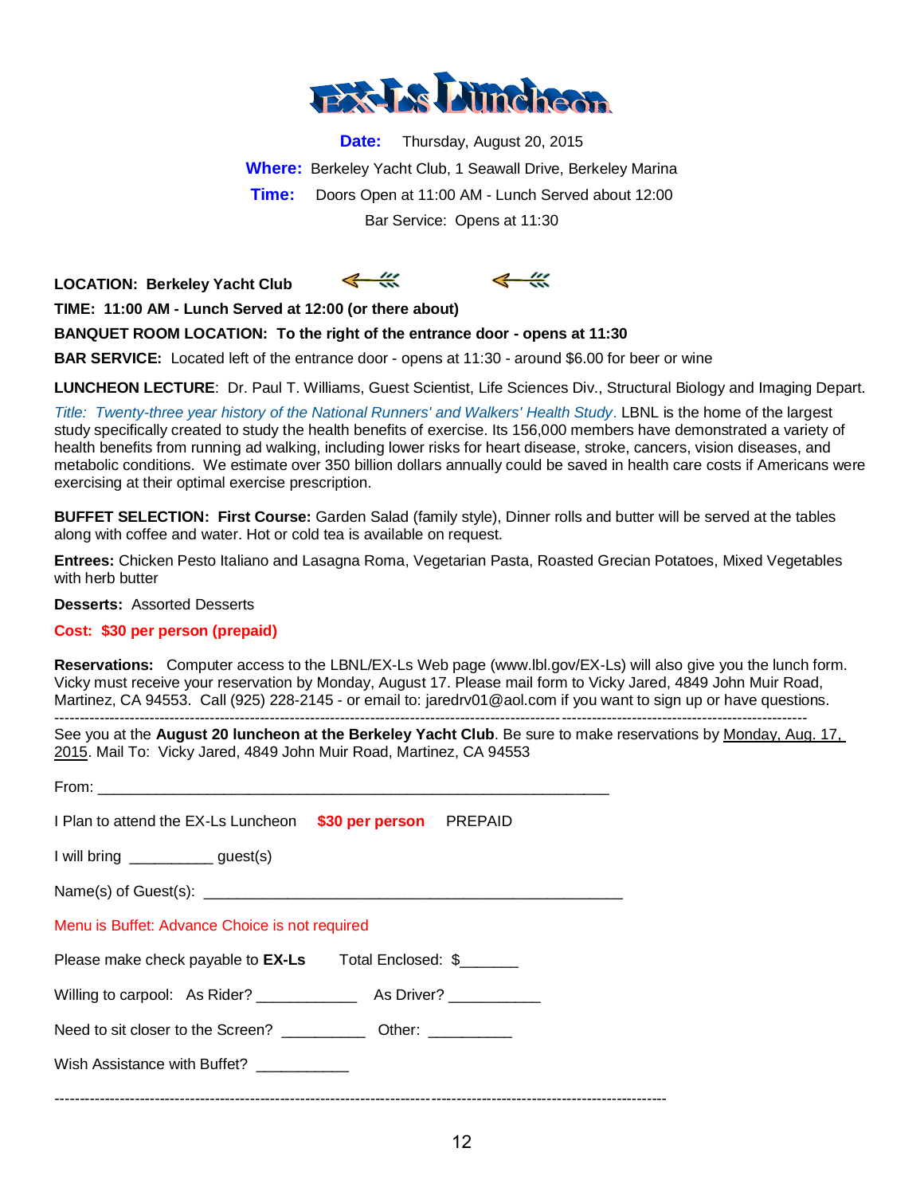# EX-Ls Luncheon

**Date:** Thursday, August 20, 2015

**Where:** Berkeley Yacht Club, 1 Seawall Drive, Berkeley Marina

**Time:** Doors Open at 11:00 AM - Lunch Served about 12:00

Bar Service: Opens at 11:30

**LOCATION: Berkeley Yacht Club**

**TIME: 11:00 AM - Lunch Served at 12:00 (or there about)**

**BANQUET ROOM LOCATION: To the right of the entrance door - opens at 11:30**

**BAR SERVICE:** Located left of the entrance door - opens at 11:30 - around $6.00 for beer or wine

**LUNCHEON LECTURE**: Dr. Paul T. Williams, Guest Scientist, Life Sciences Div., Structural Biology and Imaging Depart.

*Title: Twenty-three year history of the National Runners' and Walkers' Health Study*. LBNL is the home of the largest study specifically created to study the health benefits of exercise. Its 156,000 members have demonstrated a variety of health benefits from running ad walking, including lower risks for heart disease, stroke, cancers, vision diseases, and metabolic conditions. We estimate over 350 billion dollars annually could be saved in health care costs if Americans were exercising at their optimal exercise prescription.

**BUFFET SELECTION: First Course:** Garden Salad (family style), Dinner rolls and butter will be served at the tables along with coffee and water. Hot or cold tea is available on request.

**Entrees:** Chicken Pesto Italiano and Lasagna Roma, Vegetarian Pasta, Roasted Grecian Potatoes, Mixed Vegetables with herb butter

**Desserts:** Assorted Desserts

**Cost: $30 per person (prepaid)**

**Reservations:** Computer access to the LBNL/EX-Ls Web page (www.lbl.gov/EX-Ls) will also give you the lunch form. Vicky must receive your reservation by Monday, August 17. Please mail form to Vicky Jared, 4849 John Muir Road, Martinez, CA 94553. Call (925) 228-2145 - or email to: jaredrv01@aol.com if you want to sign up or have questions.

---

See you at the **August 20 luncheon at the Berkeley Yacht Club**. Be sure to make reservations by Monday, Aug. 17, 2015. Mail To: Vicky Jared, 4849 John Muir Road, Martinez, CA 94553

From: ________________________________________________________________

I Plan to attend the EX-Ls Luncheon **$30 per person** PREPAID

I will bring __________ guest(s)

Name(s) of Guest(s): ____________________________________________________

Menu is Buffet: Advance Choice is not required

Please make check payable to **EX-Ls** Total Enclosed: $_______

Willing to carpool: As Rider? ____________ As Driver? ___________

Need to sit closer to the Screen? __________ Other: __________

Wish Assistance with Buffet? ___________

---